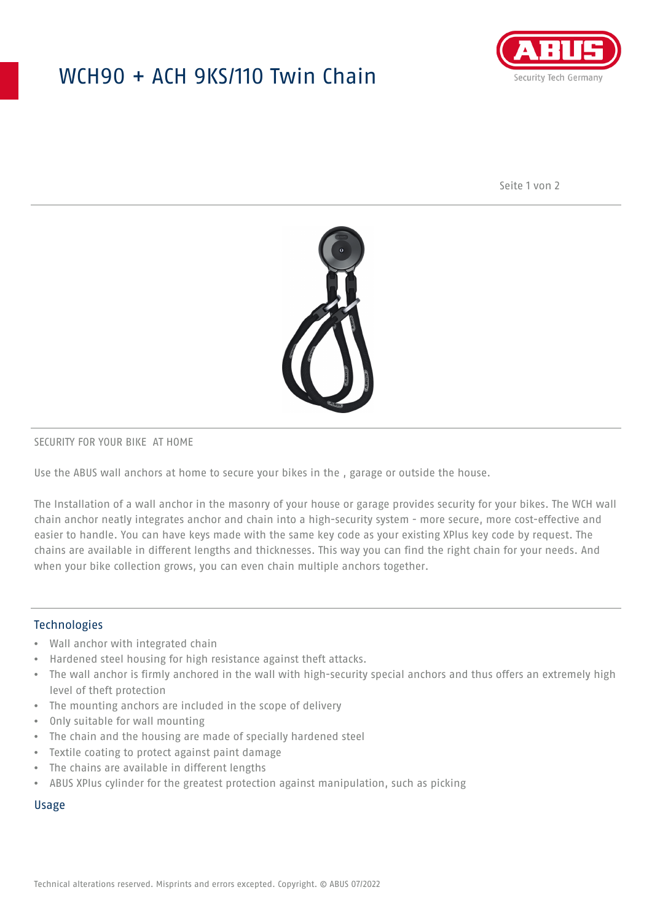# WCH90 + ACH 9KS/110 Twin Chain

SECURITY FOR YOUR BIKE AT HOME

Use the ABUS wall anchors at home to secure your bikes in the , garage or outside the house.

The Installation of a wall anchor in the masonry of your house or garage provides security for your bikes. The WCH wall chain anchor neatly integrates anchor and chain into a high-security system - more secure, more cost-effective and easier to handle. You can have keys made with the same key code as your existing XPlus key code by request. The chains are available in different lengths and thicknesses. This way you can find the right chain for your needs. And when your bike collection grows, you can even chain multiple anchors together.

## Technologies

- Wall anchor with integrated chain
- Hardened steel housing for high resistance against theft attacks.
- The wall anchor is firmly anchored in the wall with high-security special anchors and thus offers an extremely high level of theft protection
- The mounting anchors are included in the scope of delivery
- Only suitable for wall mounting
- The chain and the housing are made of specially hardened steel
- Textile coating to protect against paint damage
- The chains are available in different lengths
- ABUS XPlus cylinder for the greatest protection against manipulation, such as picking

## Usage

Technical alterations reserved. Misprints and errors excepted. Copyright. © ABUS 07/2022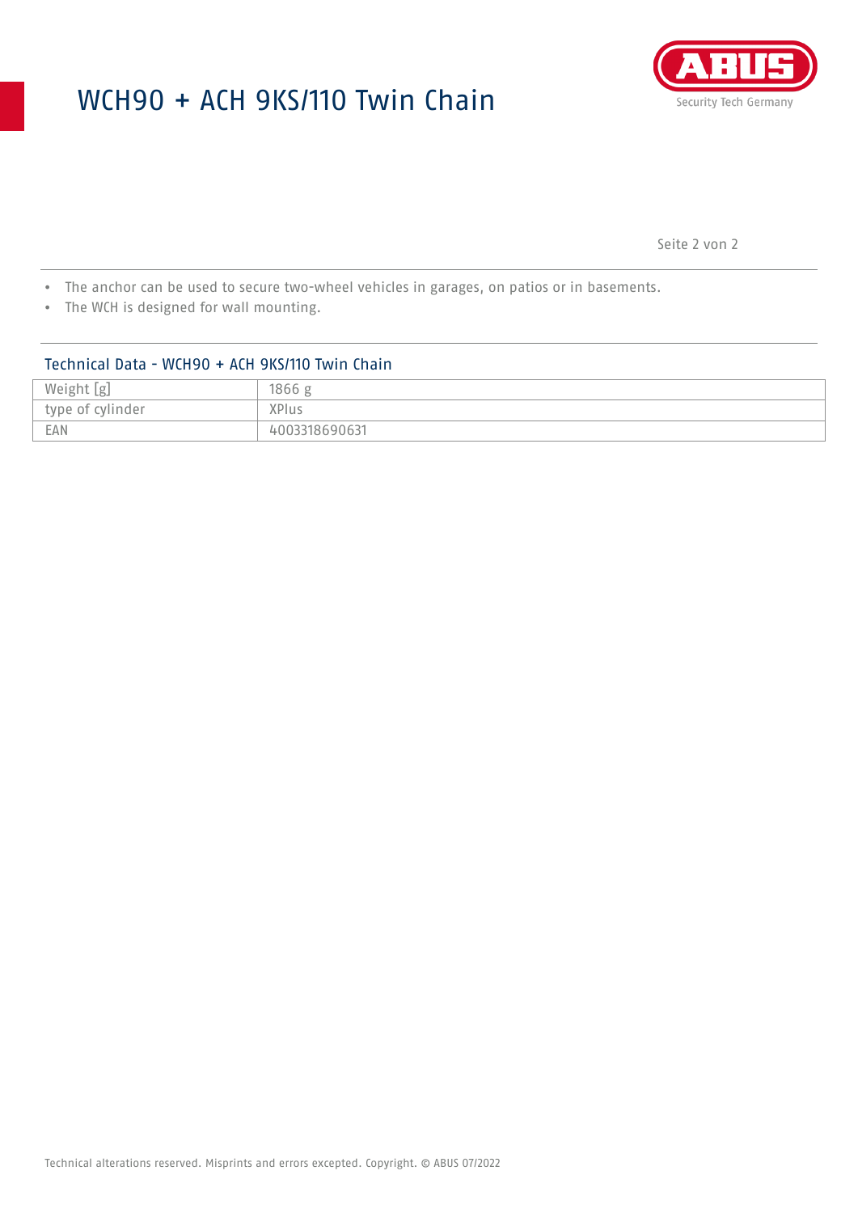- The anchor can be used to secure two-wheel vehicles in garages, on patios or in basements.
- The WCH is designed for wall mounting.

### Technical Data - WCH90 + ACH 9KS/110 Twin Chain

| | |
|---|---|
| Weight [g] | 1866 g |
| type of cylinder | XPlus |
| EAN | 4003318690631 |

Technical alterations reserved. Misprints and errors excepted. Copyright. © ABUS 07/2022